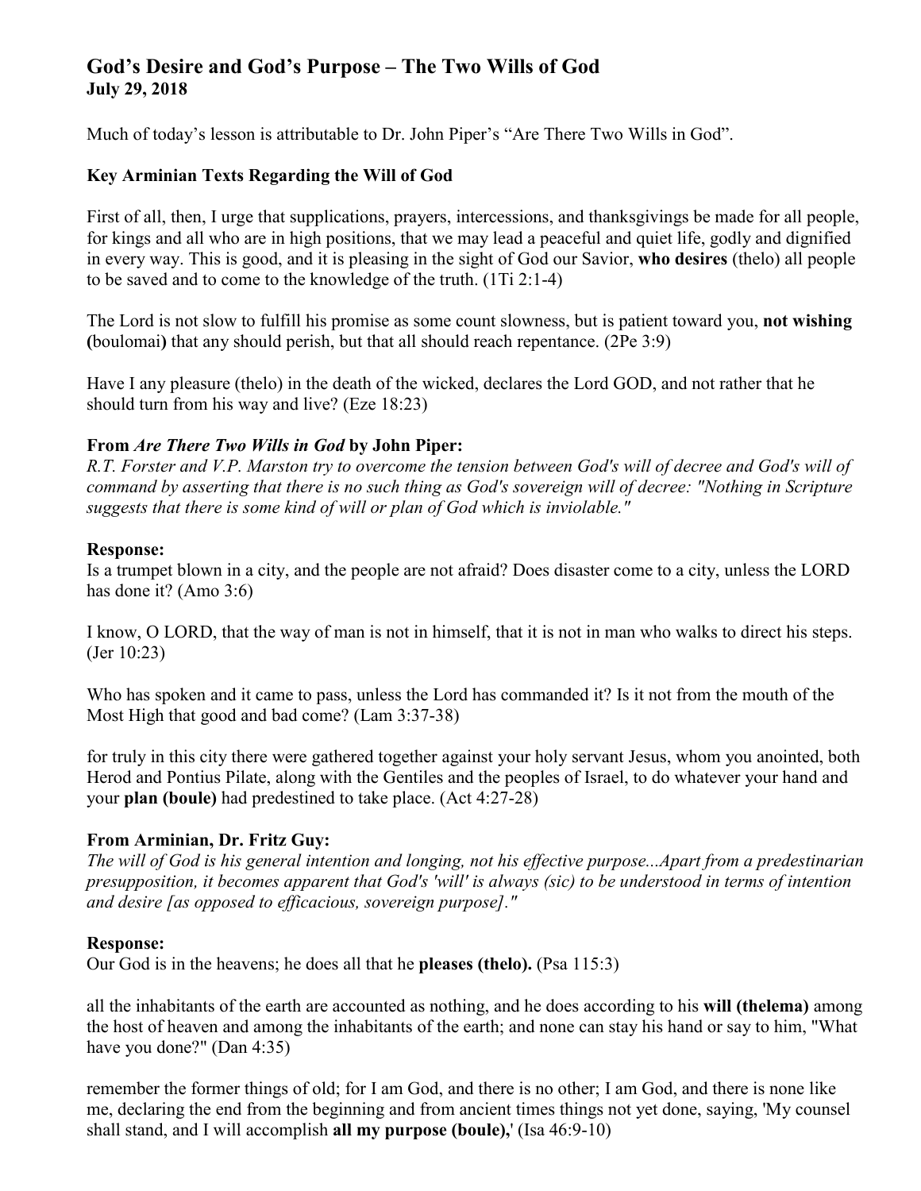# God's Desire and God's Purpose – The Two Wills of God
**July 29, 2018**

Much of today's lesson is attributable to Dr. John Piper's "Are There Two Wills in God".

### Key Arminian Texts Regarding the Will of God

First of all, then, I urge that supplications, prayers, intercessions, and thanksgivings be made for all people, for kings and all who are in high positions, that we may lead a peaceful and quiet life, godly and dignified in every way. This is good, and it is pleasing in the sight of God our Savior, **who desires** (thelo) all people to be saved and to come to the knowledge of the truth. (1Ti 2:1-4)

The Lord is not slow to fulfill his promise as some count slowness, but is patient toward you, **not wishing (**boulomai**)** that any should perish, but that all should reach repentance. (2Pe 3:9)

Have I any pleasure (thelo) in the death of the wicked, declares the Lord GOD, and not rather that he should turn from his way and live? (Eze 18:23)

### From *Are There Two Wills in God* by John Piper:

*R.T. Forster and V.P. Marston try to overcome the tension between God's will of decree and God's will of command by asserting that there is no such thing as God's sovereign will of decree: "Nothing in Scripture suggests that there is some kind of will or plan of God which is inviolable."*

### Response:

Is a trumpet blown in a city, and the people are not afraid? Does disaster come to a city, unless the LORD has done it? (Amo 3:6)

I know, O LORD, that the way of man is not in himself, that it is not in man who walks to direct his steps. (Jer 10:23)

Who has spoken and it came to pass, unless the Lord has commanded it? Is it not from the mouth of the Most High that good and bad come? (Lam 3:37-38)

for truly in this city there were gathered together against your holy servant Jesus, whom you anointed, both Herod and Pontius Pilate, along with the Gentiles and the peoples of Israel, to do whatever your hand and your **plan (boule)** had predestined to take place. (Act 4:27-28)

### From Arminian, Dr. Fritz Guy:

*The will of God is his general intention and longing, not his effective purpose...Apart from a predestinarian presupposition, it becomes apparent that God's 'will' is always (sic) to be understood in terms of intention and desire [as opposed to efficacious, sovereign purpose]."*

### Response:

Our God is in the heavens; he does all that he **pleases (thelo).** (Psa 115:3)

all the inhabitants of the earth are accounted as nothing, and he does according to his **will (thelema)** among the host of heaven and among the inhabitants of the earth; and none can stay his hand or say to him, "What have you done?" (Dan 4:35)

remember the former things of old; for I am God, and there is no other; I am God, and there is none like me, declaring the end from the beginning and from ancient times things not yet done, saying, 'My counsel shall stand, and I will accomplish **all my purpose (boule),**' (Isa 46:9-10)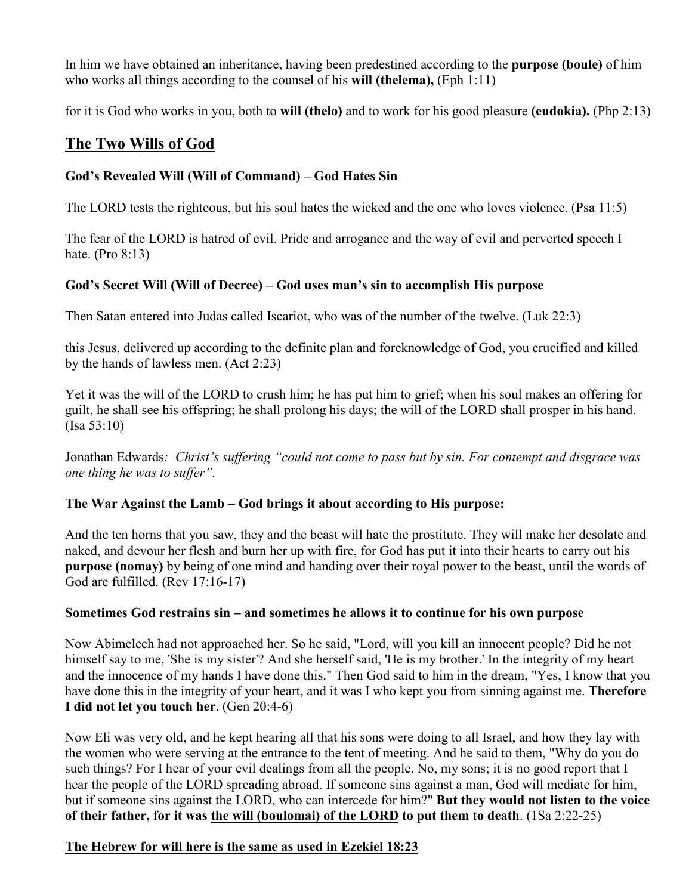In him we have obtained an inheritance, having been predestined according to the **purpose (boule)** of him who works all things according to the counsel of his **will (thelema),** (Eph 1:11)

for it is God who works in you, both to **will (thelo)** and to work for his good pleasure **(eudokia).** (Php 2:13)

## The Two Wills of God

### God's Revealed Will (Will of Command) – God Hates Sin

The LORD tests the righteous, but his soul hates the wicked and the one who loves violence. (Psa 11:5)

The fear of the LORD is hatred of evil. Pride and arrogance and the way of evil and perverted speech I hate. (Pro 8:13)

### God's Secret Will (Will of Decree) – God uses man's sin to accomplish His purpose

Then Satan entered into Judas called Iscariot, who was of the number of the twelve. (Luk 22:3)

this Jesus, delivered up according to the definite plan and foreknowledge of God, you crucified and killed by the hands of lawless men. (Act 2:23)

Yet it was the will of the LORD to crush him; he has put him to grief; when his soul makes an offering for guilt, he shall see his offspring; he shall prolong his days; the will of the LORD shall prosper in his hand. (Isa 53:10)

Jonathan Edwards*: Christ's suffering "could not come to pass but by sin. For contempt and disgrace was one thing he was to suffer".*

### The War Against the Lamb – God brings it about according to His purpose:

And the ten horns that you saw, they and the beast will hate the prostitute. They will make her desolate and naked, and devour her flesh and burn her up with fire, for God has put it into their hearts to carry out his **purpose (nomay)** by being of one mind and handing over their royal power to the beast, until the words of God are fulfilled. (Rev 17:16-17)

### Sometimes God restrains sin – and sometimes he allows it to continue for his own purpose

Now Abimelech had not approached her. So he said, "Lord, will you kill an innocent people? Did he not himself say to me, 'She is my sister'? And she herself said, 'He is my brother.' In the integrity of my heart and the innocence of my hands I have done this." Then God said to him in the dream, "Yes, I know that you have done this in the integrity of your heart, and it was I who kept you from sinning against me. **Therefore I did not let you touch her**. (Gen 20:4-6)

Now Eli was very old, and he kept hearing all that his sons were doing to all Israel, and how they lay with the women who were serving at the entrance to the tent of meeting. And he said to them, "Why do you do such things? For I hear of your evil dealings from all the people. No, my sons; it is no good report that I hear the people of the LORD spreading abroad. If someone sins against a man, God will mediate for him, but if someone sins against the LORD, who can intercede for him?" **But they would not listen to the voice of their father, for it was <u>the will (boulomai) of the LORD</u> to put them to death**. (1Sa 2:22-25)

**<u>The Hebrew for will here is the same as used in Ezekiel 18:23</u>**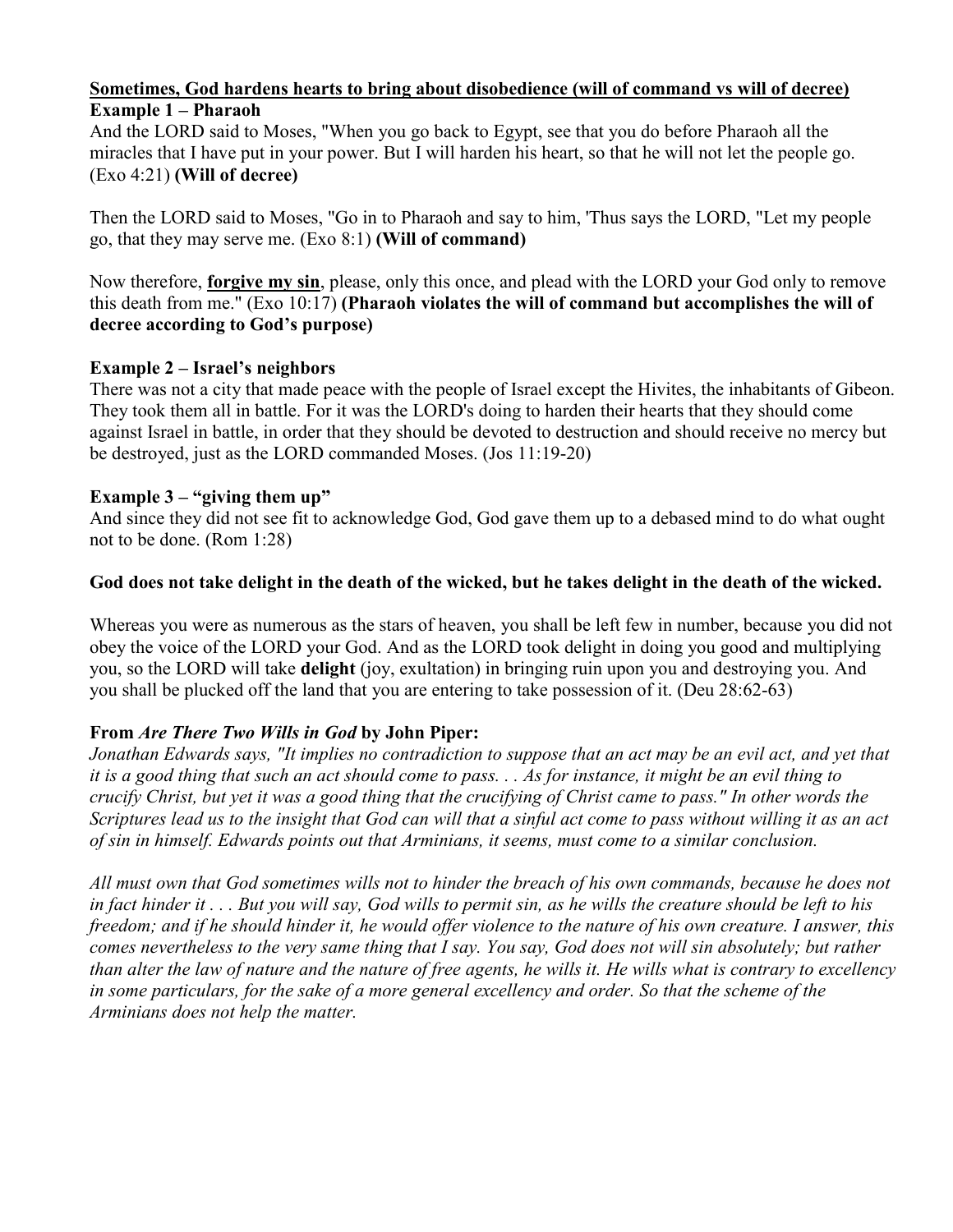**<u>Sometimes, God hardens hearts to bring about disobedience (will of command vs will of decree)</u>**

**Example 1 – Pharaoh**

And the LORD said to Moses, "When you go back to Egypt, see that you do before Pharaoh all the miracles that I have put in your power. But I will harden his heart, so that he will not let the people go. (Exo 4:21) **(Will of decree)**

Then the LORD said to Moses, "Go in to Pharaoh and say to him, 'Thus says the LORD, "Let my people go, that they may serve me. (Exo 8:1) **(Will of command)**

Now therefore, **<u>forgive my sin</u>**, please, only this once, and plead with the LORD your God only to remove this death from me." (Exo 10:17) **(Pharaoh violates the will of command but accomplishes the will of decree according to God's purpose)**

**Example 2 – Israel's neighbors**

There was not a city that made peace with the people of Israel except the Hivites, the inhabitants of Gibeon. They took them all in battle. For it was the LORD's doing to harden their hearts that they should come against Israel in battle, in order that they should be devoted to destruction and should receive no mercy but be destroyed, just as the LORD commanded Moses. (Jos 11:19-20)

**Example 3 – "giving them up"**

And since they did not see fit to acknowledge God, God gave them up to a debased mind to do what ought not to be done. (Rom 1:28)

**God does not take delight in the death of the wicked, but he takes delight in the death of the wicked.**

Whereas you were as numerous as the stars of heaven, you shall be left few in number, because you did not obey the voice of the LORD your God. And as the LORD took delight in doing you good and multiplying you, so the LORD will take **delight** (joy, exultation) in bringing ruin upon you and destroying you. And you shall be plucked off the land that you are entering to take possession of it. (Deu 28:62-63)

**From *Are There Two Wills in God* by John Piper:**

*Jonathan Edwards says, "It implies no contradiction to suppose that an act may be an evil act, and yet that it is a good thing that such an act should come to pass. . . As for instance, it might be an evil thing to crucify Christ, but yet it was a good thing that the crucifying of Christ came to pass." In other words the Scriptures lead us to the insight that God can will that a sinful act come to pass without willing it as an act of sin in himself. Edwards points out that Arminians, it seems, must come to a similar conclusion.*

*All must own that God sometimes wills not to hinder the breach of his own commands, because he does not in fact hinder it . . . But you will say, God wills to permit sin, as he wills the creature should be left to his freedom; and if he should hinder it, he would offer violence to the nature of his own creature. I answer, this comes nevertheless to the very same thing that I say. You say, God does not will sin absolutely; but rather than alter the law of nature and the nature of free agents, he wills it. He wills what is contrary to excellency in some particulars, for the sake of a more general excellency and order. So that the scheme of the Arminians does not help the matter.*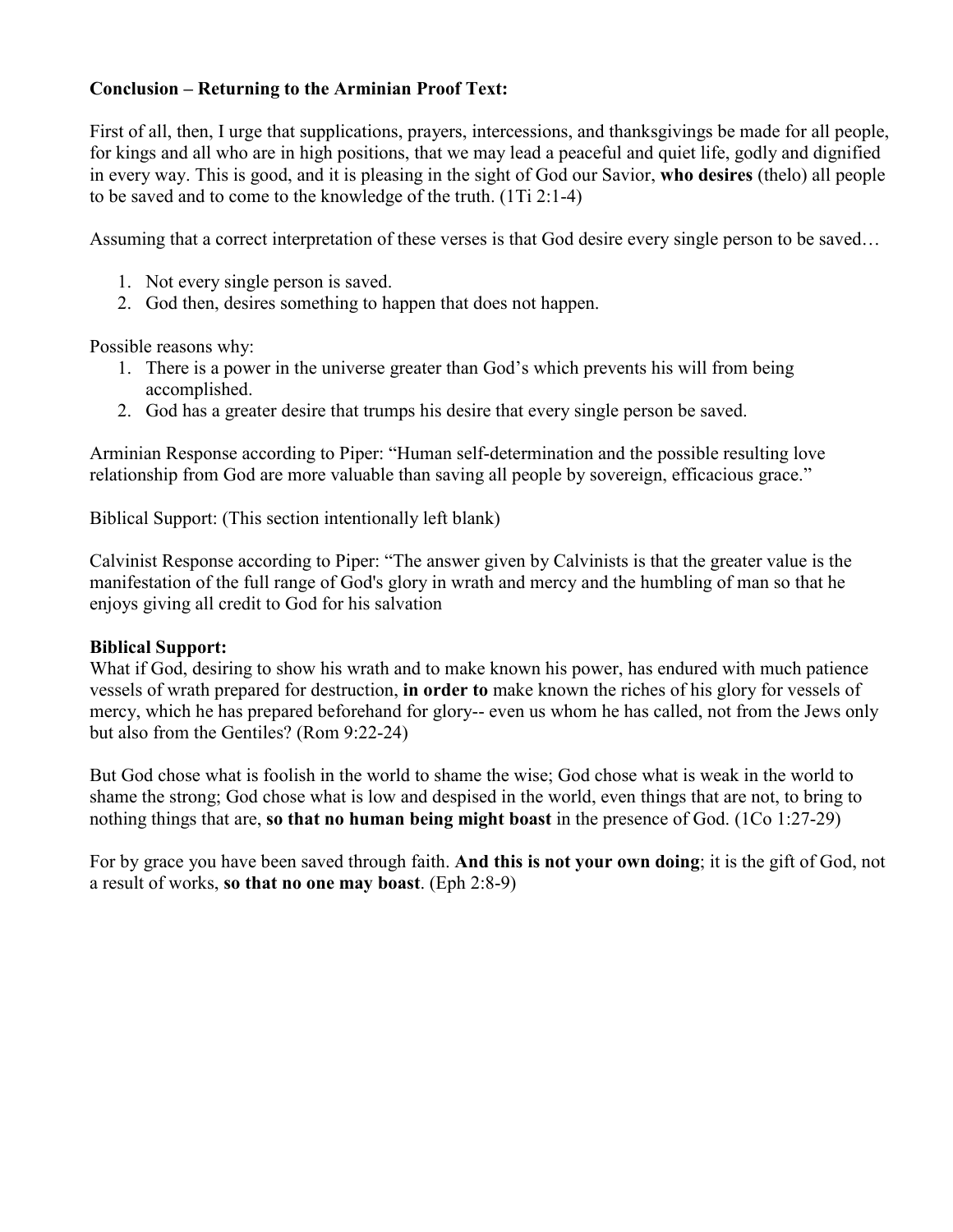**Conclusion – Returning to the Arminian Proof Text:**

First of all, then, I urge that supplications, prayers, intercessions, and thanksgivings be made for all people, for kings and all who are in high positions, that we may lead a peaceful and quiet life, godly and dignified in every way. This is good, and it is pleasing in the sight of God our Savior, **who desires** (thelo) all people to be saved and to come to the knowledge of the truth. (1Ti 2:1-4)

Assuming that a correct interpretation of these verses is that God desire every single person to be saved…

1. Not every single person is saved.
2. God then, desires something to happen that does not happen.

Possible reasons why:

1. There is a power in the universe greater than God's which prevents his will from being accomplished.
2. God has a greater desire that trumps his desire that every single person be saved.

Arminian Response according to Piper: "Human self-determination and the possible resulting love relationship from God are more valuable than saving all people by sovereign, efficacious grace."

Biblical Support: (This section intentionally left blank)

Calvinist Response according to Piper: "The answer given by Calvinists is that the greater value is the manifestation of the full range of God's glory in wrath and mercy and the humbling of man so that he enjoys giving all credit to God for his salvation

**Biblical Support:**

What if God, desiring to show his wrath and to make known his power, has endured with much patience vessels of wrath prepared for destruction, **in order to** make known the riches of his glory for vessels of mercy, which he has prepared beforehand for glory-- even us whom he has called, not from the Jews only but also from the Gentiles? (Rom 9:22-24)

But God chose what is foolish in the world to shame the wise; God chose what is weak in the world to shame the strong; God chose what is low and despised in the world, even things that are not, to bring to nothing things that are, **so that no human being might boast** in the presence of God. (1Co 1:27-29)

For by grace you have been saved through faith. **And this is not your own doing**; it is the gift of God, not a result of works, **so that no one may boast**. (Eph 2:8-9)